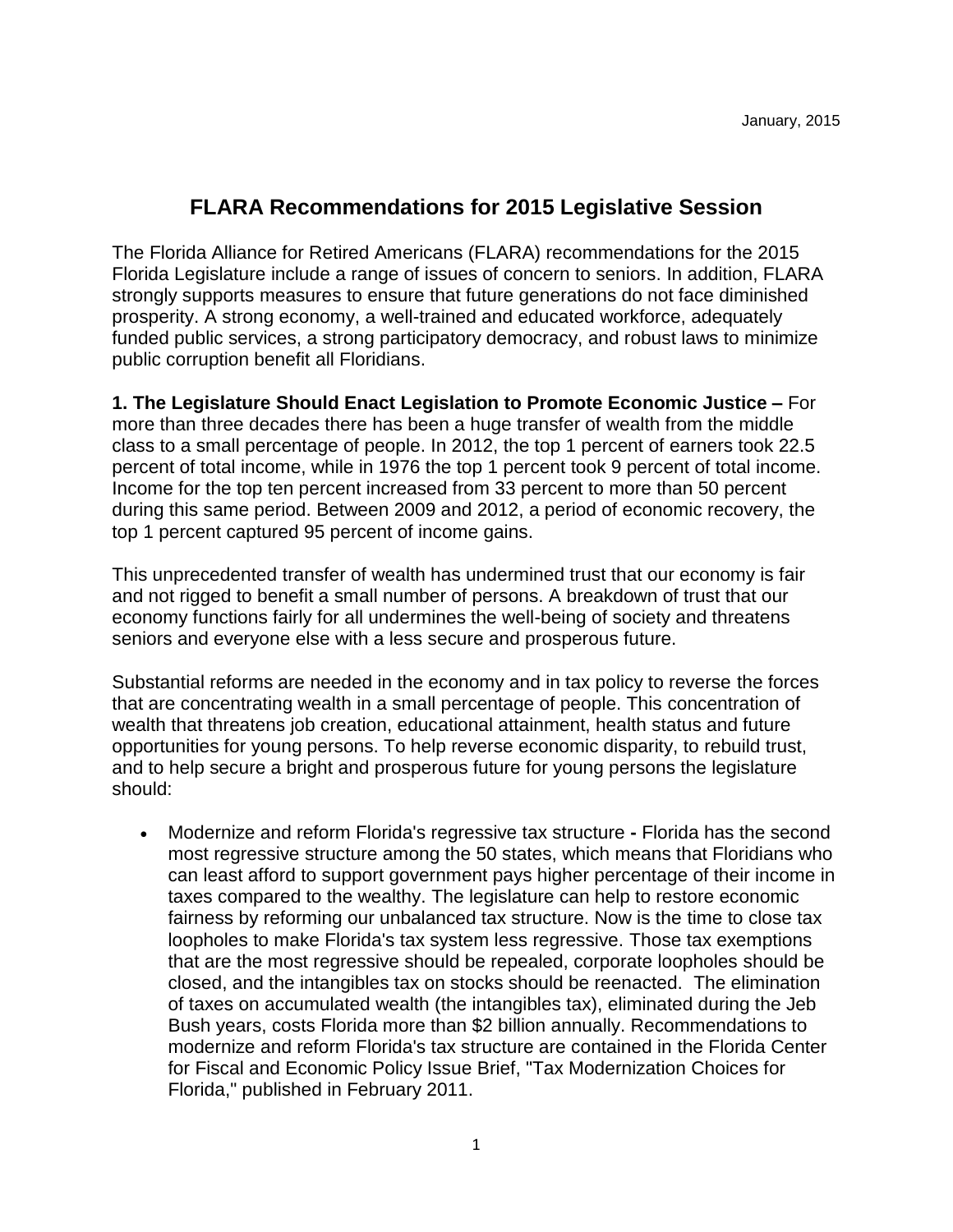January, 2015

# FLARA Recommendations for 2015 Legislative Session

The Florida Alliance for Retired Americans (FLARA) recommendations for the 2015 Florida Legislature include a range of issues of concern to seniors. In addition, FLARA strongly supports measures to ensure that future generations do not face diminished prosperity. A strong economy, a well-trained and educated workforce, adequately funded public services, a strong participatory democracy, and robust laws to minimize public corruption benefit all Floridians.

**1. The Legislature Should Enact Legislation to Promote Economic Justice –** For more than three decades there has been a huge transfer of wealth from the middle class to a small percentage of people. In 2012, the top 1 percent of earners took 22.5 percent of total income, while in 1976 the top 1 percent took 9 percent of total income. Income for the top ten percent increased from 33 percent to more than 50 percent during this same period. Between 2009 and 2012, a period of economic recovery, the top 1 percent captured 95 percent of income gains.

This unprecedented transfer of wealth has undermined trust that our economy is fair and not rigged to benefit a small number of persons. A breakdown of trust that our economy functions fairly for all undermines the well-being of society and threatens seniors and everyone else with a less secure and prosperous future.

Substantial reforms are needed in the economy and in tax policy to reverse the forces that are concentrating wealth in a small percentage of people. This concentration of wealth that threatens job creation, educational attainment, health status and future opportunities for young persons. To help reverse economic disparity, to rebuild trust, and to help secure a bright and prosperous future for young persons the legislature should:

- Modernize and reform Florida's regressive tax structure **-** Florida has the second most regressive structure among the 50 states, which means that Floridians who can least afford to support government pays higher percentage of their income in taxes compared to the wealthy. The legislature can help to restore economic fairness by reforming our unbalanced tax structure. Now is the time to close tax loopholes to make Florida's tax system less regressive. Those tax exemptions that are the most regressive should be repealed, corporate loopholes should be closed, and the intangibles tax on stocks should be reenacted. The elimination of taxes on accumulated wealth (the intangibles tax), eliminated during the Jeb Bush years, costs Florida more than $2 billion annually. Recommendations to modernize and reform Florida's tax structure are contained in the Florida Center for Fiscal and Economic Policy Issue Brief, "Tax Modernization Choices for Florida," published in February 2011.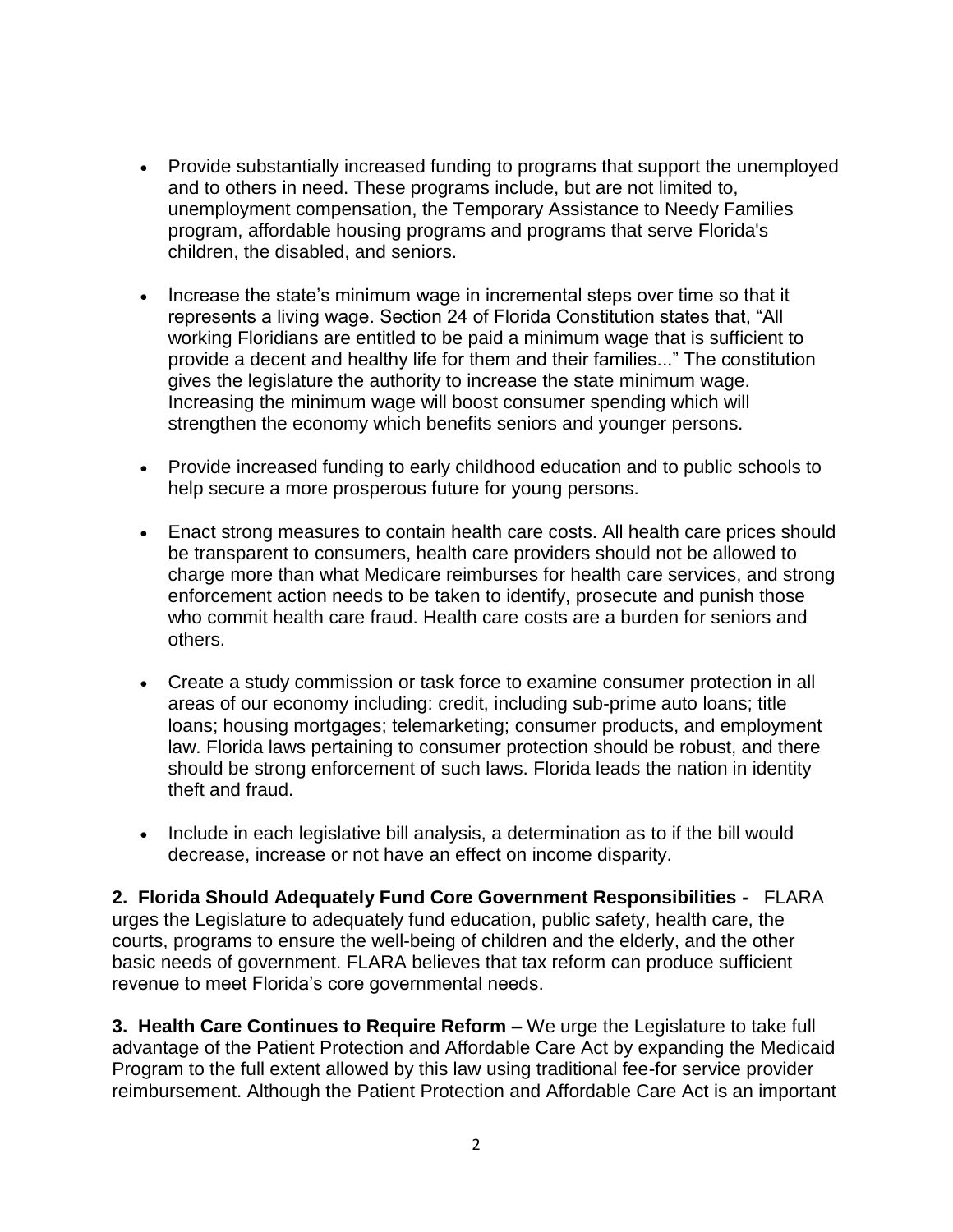- Provide substantially increased funding to programs that support the unemployed and to others in need. These programs include, but are not limited to, unemployment compensation, the Temporary Assistance to Needy Families program, affordable housing programs and programs that serve Florida's children, the disabled, and seniors.

- Increase the state's minimum wage in incremental steps over time so that it represents a living wage. Section 24 of Florida Constitution states that, "All working Floridians are entitled to be paid a minimum wage that is sufficient to provide a decent and healthy life for them and their families..." The constitution gives the legislature the authority to increase the state minimum wage. Increasing the minimum wage will boost consumer spending which will strengthen the economy which benefits seniors and younger persons.

- Provide increased funding to early childhood education and to public schools to help secure a more prosperous future for young persons.

- Enact strong measures to contain health care costs. All health care prices should be transparent to consumers, health care providers should not be allowed to charge more than what Medicare reimburses for health care services, and strong enforcement action needs to be taken to identify, prosecute and punish those who commit health care fraud. Health care costs are a burden for seniors and others.

- Create a study commission or task force to examine consumer protection in all areas of our economy including: credit, including sub-prime auto loans; title loans; housing mortgages; telemarketing; consumer products, and employment law. Florida laws pertaining to consumer protection should be robust, and there should be strong enforcement of such laws. Florida leads the nation in identity theft and fraud.

- Include in each legislative bill analysis, a determination as to if the bill would decrease, increase or not have an effect on income disparity.

**2. Florida Should Adequately Fund Core Government Responsibilities -** FLARA urges the Legislature to adequately fund education, public safety, health care, the courts, programs to ensure the well-being of children and the elderly, and the other basic needs of government. FLARA believes that tax reform can produce sufficient revenue to meet Florida's core governmental needs.

**3. Health Care Continues to Require Reform –** We urge the Legislature to take full advantage of the Patient Protection and Affordable Care Act by expanding the Medicaid Program to the full extent allowed by this law using traditional fee-for service provider reimbursement. Although the Patient Protection and Affordable Care Act is an important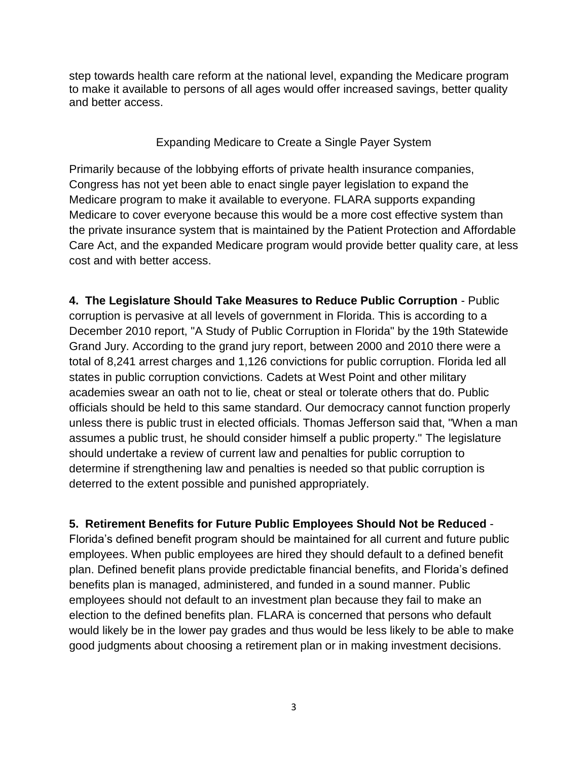step towards health care reform at the national level, expanding the Medicare program to make it available to persons of all ages would offer increased savings, better quality and better access.

## Expanding Medicare to Create a Single Payer System

Primarily because of the lobbying efforts of private health insurance companies, Congress has not yet been able to enact single payer legislation to expand the Medicare program to make it available to everyone. FLARA supports expanding Medicare to cover everyone because this would be a more cost effective system than the private insurance system that is maintained by the Patient Protection and Affordable Care Act, and the expanded Medicare program would provide better quality care, at less cost and with better access.

**4. The Legislature Should Take Measures to Reduce Public Corruption** - Public corruption is pervasive at all levels of government in Florida. This is according to a December 2010 report, "A Study of Public Corruption in Florida" by the 19th Statewide Grand Jury. According to the grand jury report, between 2000 and 2010 there were a total of 8,241 arrest charges and 1,126 convictions for public corruption. Florida led all states in public corruption convictions. Cadets at West Point and other military academies swear an oath not to lie, cheat or steal or tolerate others that do. Public officials should be held to this same standard. Our democracy cannot function properly unless there is public trust in elected officials. Thomas Jefferson said that, "When a man assumes a public trust, he should consider himself a public property." The legislature should undertake a review of current law and penalties for public corruption to determine if strengthening law and penalties is needed so that public corruption is deterred to the extent possible and punished appropriately.

**5. Retirement Benefits for Future Public Employees Should Not be Reduced** - Florida's defined benefit program should be maintained for all current and future public employees. When public employees are hired they should default to a defined benefit plan. Defined benefit plans provide predictable financial benefits, and Florida's defined benefits plan is managed, administered, and funded in a sound manner. Public employees should not default to an investment plan because they fail to make an election to the defined benefits plan. FLARA is concerned that persons who default would likely be in the lower pay grades and thus would be less likely to be able to make good judgments about choosing a retirement plan or in making investment decisions.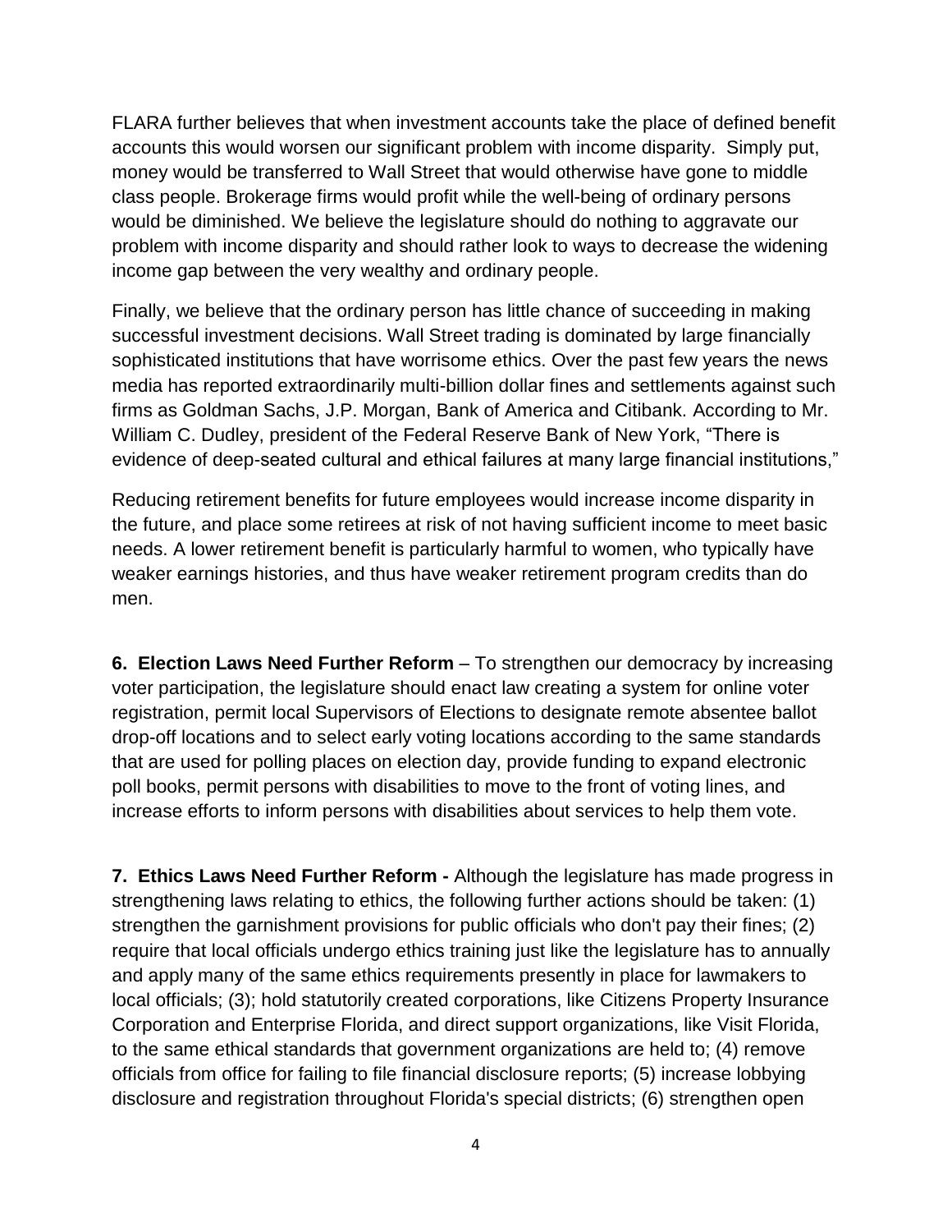FLARA further believes that when investment accounts take the place of defined benefit accounts this would worsen our significant problem with income disparity. Simply put, money would be transferred to Wall Street that would otherwise have gone to middle class people. Brokerage firms would profit while the well-being of ordinary persons would be diminished. We believe the legislature should do nothing to aggravate our problem with income disparity and should rather look to ways to decrease the widening income gap between the very wealthy and ordinary people.

Finally, we believe that the ordinary person has little chance of succeeding in making successful investment decisions. Wall Street trading is dominated by large financially sophisticated institutions that have worrisome ethics. Over the past few years the news media has reported extraordinarily multi-billion dollar fines and settlements against such firms as Goldman Sachs, J.P. Morgan, Bank of America and Citibank. According to Mr. William C. Dudley, president of the Federal Reserve Bank of New York, "There is evidence of deep-seated cultural and ethical failures at many large financial institutions,"

Reducing retirement benefits for future employees would increase income disparity in the future, and place some retirees at risk of not having sufficient income to meet basic needs. A lower retirement benefit is particularly harmful to women, who typically have weaker earnings histories, and thus have weaker retirement program credits than do men.

**6. Election Laws Need Further Reform** – To strengthen our democracy by increasing voter participation, the legislature should enact law creating a system for online voter registration, permit local Supervisors of Elections to designate remote absentee ballot drop-off locations and to select early voting locations according to the same standards that are used for polling places on election day, provide funding to expand electronic poll books, permit persons with disabilities to move to the front of voting lines, and increase efforts to inform persons with disabilities about services to help them vote.

**7. Ethics Laws Need Further Reform -** Although the legislature has made progress in strengthening laws relating to ethics, the following further actions should be taken: (1) strengthen the garnishment provisions for public officials who don't pay their fines; (2) require that local officials undergo ethics training just like the legislature has to annually and apply many of the same ethics requirements presently in place for lawmakers to local officials; (3); hold statutorily created corporations, like Citizens Property Insurance Corporation and Enterprise Florida, and direct support organizations, like Visit Florida, to the same ethical standards that government organizations are held to; (4) remove officials from office for failing to file financial disclosure reports; (5) increase lobbying disclosure and registration throughout Florida's special districts; (6) strengthen open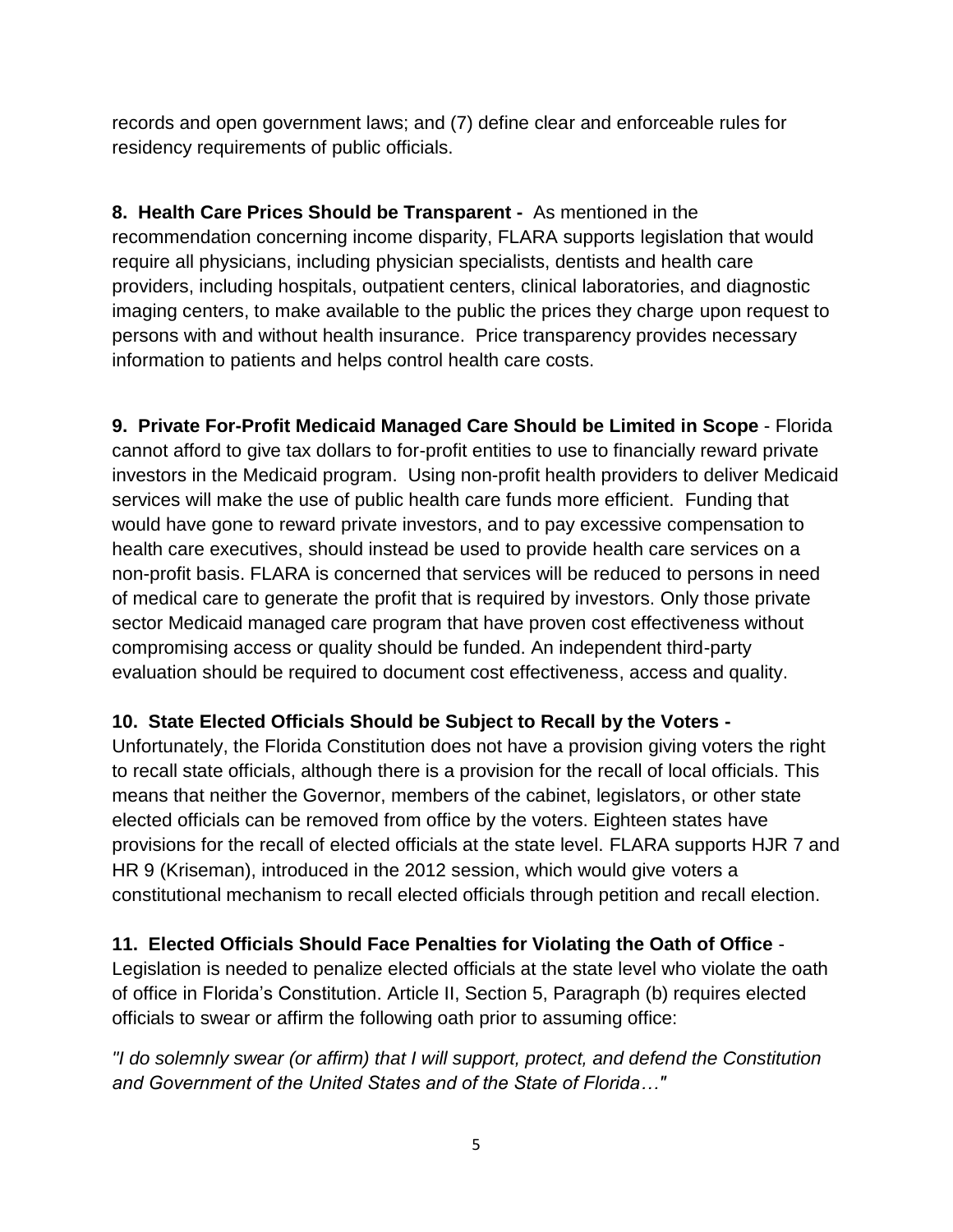records and open government laws; and (7) define clear and enforceable rules for residency requirements of public officials.

**8. Health Care Prices Should be Transparent -** As mentioned in the recommendation concerning income disparity, FLARA supports legislation that would require all physicians, including physician specialists, dentists and health care providers, including hospitals, outpatient centers, clinical laboratories, and diagnostic imaging centers, to make available to the public the prices they charge upon request to persons with and without health insurance. Price transparency provides necessary information to patients and helps control health care costs.

**9. Private For-Profit Medicaid Managed Care Should be Limited in Scope** - Florida cannot afford to give tax dollars to for-profit entities to use to financially reward private investors in the Medicaid program. Using non-profit health providers to deliver Medicaid services will make the use of public health care funds more efficient. Funding that would have gone to reward private investors, and to pay excessive compensation to health care executives, should instead be used to provide health care services on a non-profit basis. FLARA is concerned that services will be reduced to persons in need of medical care to generate the profit that is required by investors. Only those private sector Medicaid managed care program that have proven cost effectiveness without compromising access or quality should be funded. An independent third-party evaluation should be required to document cost effectiveness, access and quality.

**10. State Elected Officials Should be Subject to Recall by the Voters -** Unfortunately, the Florida Constitution does not have a provision giving voters the right to recall state officials, although there is a provision for the recall of local officials. This means that neither the Governor, members of the cabinet, legislators, or other state elected officials can be removed from office by the voters. Eighteen states have provisions for the recall of elected officials at the state level. FLARA supports HJR 7 and HR 9 (Kriseman), introduced in the 2012 session, which would give voters a constitutional mechanism to recall elected officials through petition and recall election.

**11. Elected Officials Should Face Penalties for Violating the Oath of Office** - Legislation is needed to penalize elected officials at the state level who violate the oath of office in Florida's Constitution. Article II, Section 5, Paragraph (b) requires elected officials to swear or affirm the following oath prior to assuming office:

*"I do solemnly swear (or affirm) that I will support, protect, and defend the Constitution and Government of the United States and of the State of Florida…"*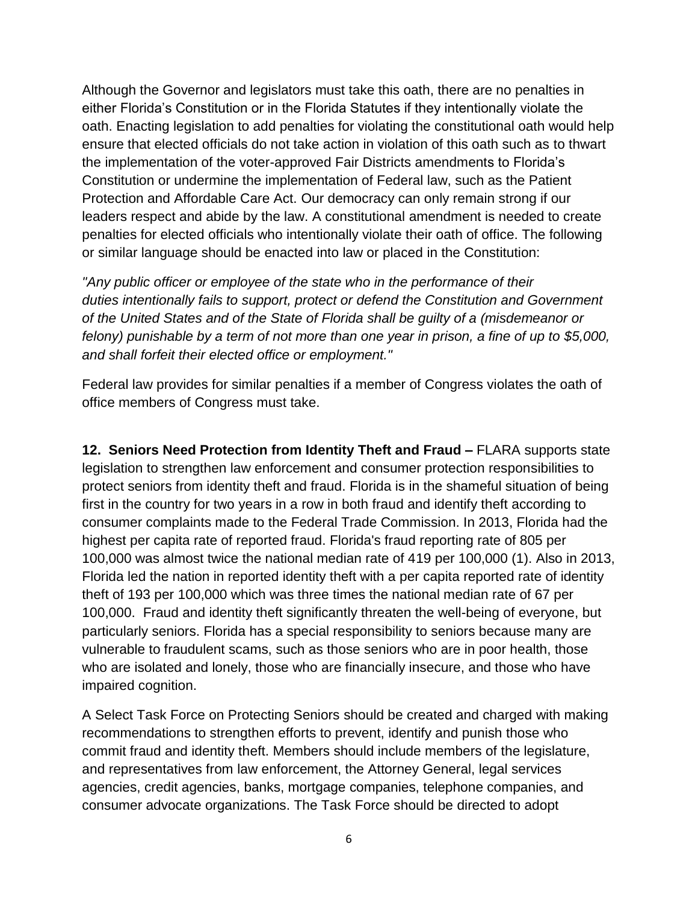Although the Governor and legislators must take this oath, there are no penalties in either Florida's Constitution or in the Florida Statutes if they intentionally violate the oath. Enacting legislation to add penalties for violating the constitutional oath would help ensure that elected officials do not take action in violation of this oath such as to thwart the implementation of the voter-approved Fair Districts amendments to Florida's Constitution or undermine the implementation of Federal law, such as the Patient Protection and Affordable Care Act. Our democracy can only remain strong if our leaders respect and abide by the law. A constitutional amendment is needed to create penalties for elected officials who intentionally violate their oath of office. The following or similar language should be enacted into law or placed in the Constitution:

*"Any public officer or employee of the state who in the performance of their duties intentionally fails to support, protect or defend the Constitution and Government of the United States and of the State of Florida shall be guilty of a (misdemeanor or felony) punishable by a term of not more than one year in prison, a fine of up to $5,000, and shall forfeit their elected office or employment."*

Federal law provides for similar penalties if a member of Congress violates the oath of office members of Congress must take.

**12. Seniors Need Protection from Identity Theft and Fraud –** FLARA supports state legislation to strengthen law enforcement and consumer protection responsibilities to protect seniors from identity theft and fraud. Florida is in the shameful situation of being first in the country for two years in a row in both fraud and identify theft according to consumer complaints made to the Federal Trade Commission. In 2013, Florida had the highest per capita rate of reported fraud. Florida's fraud reporting rate of 805 per 100,000 was almost twice the national median rate of 419 per 100,000 (1). Also in 2013, Florida led the nation in reported identity theft with a per capita reported rate of identity theft of 193 per 100,000 which was three times the national median rate of 67 per 100,000. Fraud and identity theft significantly threaten the well-being of everyone, but particularly seniors. Florida has a special responsibility to seniors because many are vulnerable to fraudulent scams, such as those seniors who are in poor health, those who are isolated and lonely, those who are financially insecure, and those who have impaired cognition.

A Select Task Force on Protecting Seniors should be created and charged with making recommendations to strengthen efforts to prevent, identify and punish those who commit fraud and identity theft. Members should include members of the legislature, and representatives from law enforcement, the Attorney General, legal services agencies, credit agencies, banks, mortgage companies, telephone companies, and consumer advocate organizations. The Task Force should be directed to adopt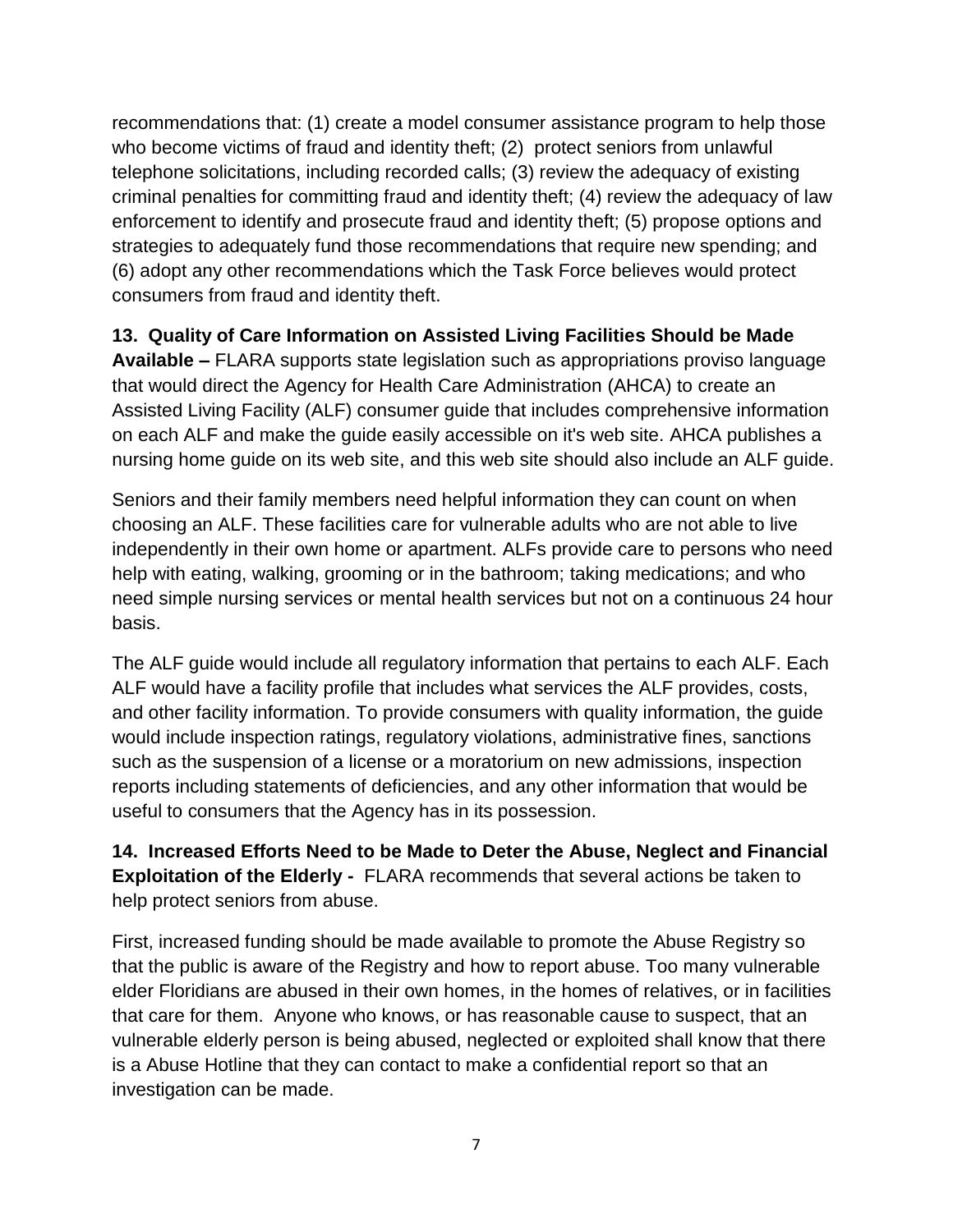recommendations that: (1) create a model consumer assistance program to help those who become victims of fraud and identity theft; (2) protect seniors from unlawful telephone solicitations, including recorded calls; (3) review the adequacy of existing criminal penalties for committing fraud and identity theft; (4) review the adequacy of law enforcement to identify and prosecute fraud and identity theft; (5) propose options and strategies to adequately fund those recommendations that require new spending; and (6) adopt any other recommendations which the Task Force believes would protect consumers from fraud and identity theft.

**13. Quality of Care Information on Assisted Living Facilities Should be Made Available –** FLARA supports state legislation such as appropriations proviso language that would direct the Agency for Health Care Administration (AHCA) to create an Assisted Living Facility (ALF) consumer guide that includes comprehensive information on each ALF and make the guide easily accessible on it's web site. AHCA publishes a nursing home guide on its web site, and this web site should also include an ALF guide.

Seniors and their family members need helpful information they can count on when choosing an ALF. These facilities care for vulnerable adults who are not able to live independently in their own home or apartment. ALFs provide care to persons who need help with eating, walking, grooming or in the bathroom; taking medications; and who need simple nursing services or mental health services but not on a continuous 24 hour basis.

The ALF guide would include all regulatory information that pertains to each ALF. Each ALF would have a facility profile that includes what services the ALF provides, costs, and other facility information. To provide consumers with quality information, the guide would include inspection ratings, regulatory violations, administrative fines, sanctions such as the suspension of a license or a moratorium on new admissions, inspection reports including statements of deficiencies, and any other information that would be useful to consumers that the Agency has in its possession.

**14. Increased Efforts Need to be Made to Deter the Abuse, Neglect and Financial Exploitation of the Elderly -** FLARA recommends that several actions be taken to help protect seniors from abuse.

First, increased funding should be made available to promote the Abuse Registry so that the public is aware of the Registry and how to report abuse. Too many vulnerable elder Floridians are abused in their own homes, in the homes of relatives, or in facilities that care for them. Anyone who knows, or has reasonable cause to suspect, that an vulnerable elderly person is being abused, neglected or exploited shall know that there is a Abuse Hotline that they can contact to make a confidential report so that an investigation can be made.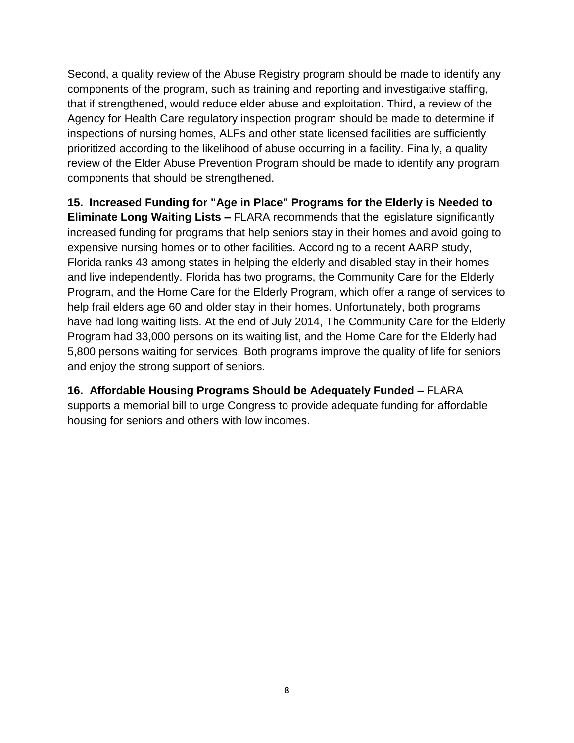Second, a quality review of the Abuse Registry program should be made to identify any components of the program, such as training and reporting and investigative staffing, that if strengthened, would reduce elder abuse and exploitation. Third, a review of the Agency for Health Care regulatory inspection program should be made to determine if inspections of nursing homes, ALFs and other state licensed facilities are sufficiently prioritized according to the likelihood of abuse occurring in a facility. Finally, a quality review of the Elder Abuse Prevention Program should be made to identify any program components that should be strengthened.

**15. Increased Funding for "Age in Place" Programs for the Elderly is Needed to Eliminate Long Waiting Lists –** FLARA recommends that the legislature significantly increased funding for programs that help seniors stay in their homes and avoid going to expensive nursing homes or to other facilities. According to a recent AARP study, Florida ranks 43 among states in helping the elderly and disabled stay in their homes and live independently. Florida has two programs, the Community Care for the Elderly Program, and the Home Care for the Elderly Program, which offer a range of services to help frail elders age 60 and older stay in their homes. Unfortunately, both programs have had long waiting lists. At the end of July 2014, The Community Care for the Elderly Program had 33,000 persons on its waiting list, and the Home Care for the Elderly had 5,800 persons waiting for services. Both programs improve the quality of life for seniors and enjoy the strong support of seniors.

**16. Affordable Housing Programs Should be Adequately Funded –** FLARA supports a memorial bill to urge Congress to provide adequate funding for affordable housing for seniors and others with low incomes.